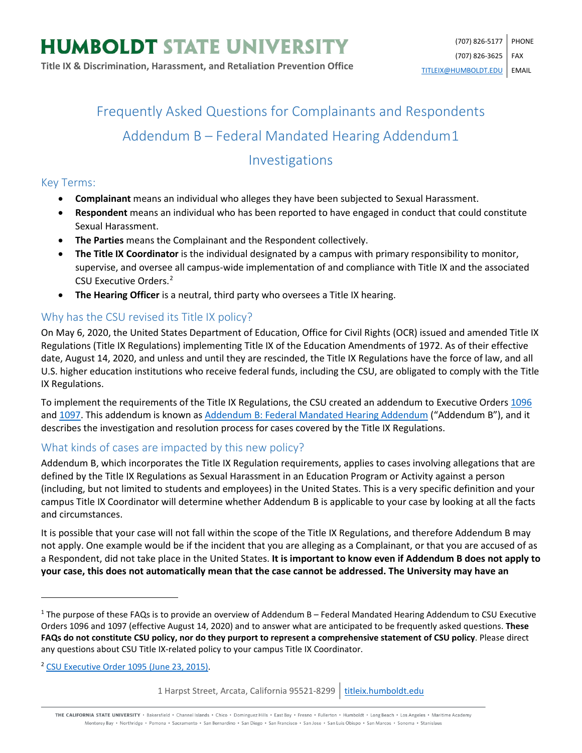# HUMBOLDT STATE UNIVERSITY

**Title IX & Discrimination, Harassment, and Retaliation Prevention Office**

(707) 826-5177 PHONE
(707) 826-3625 FAX
TITLEIX@HUMBOLDT.EDU EMAIL

## Frequently Asked Questions for Complainants and Respondents

## Addendum B – Federal Mandated Hearing Addendum[1]

## Investigations

### Key Terms:

- **Complainant** means an individual who alleges they have been subjected to Sexual Harassment.
- **Respondent** means an individual who has been reported to have engaged in conduct that could constitute Sexual Harassment.
- **The Parties** means the Complainant and the Respondent collectively.
- **The Title IX Coordinator** is the individual designated by a campus with primary responsibility to monitor, supervise, and oversee all campus-wide implementation of and compliance with Title IX and the associated CSU Executive Orders.[2]
- **The Hearing Officer** is a neutral, third party who oversees a Title IX hearing.

### Why has the CSU revised its Title IX policy?

On May 6, 2020, the United States Department of Education, Office for Civil Rights (OCR) issued and amended Title IX Regulations (Title IX Regulations) implementing Title IX of the Education Amendments of 1972. As of their effective date, August 14, 2020, and unless and until they are rescinded, the Title IX Regulations have the force of law, and all U.S. higher education institutions who receive federal funds, including the CSU, are obligated to comply with the Title IX Regulations.

To implement the requirements of the Title IX Regulations, the CSU created an addendum to Executive Orders 1096 and 1097. This addendum is known as Addendum B: Federal Mandated Hearing Addendum ("Addendum B"), and it describes the investigation and resolution process for cases covered by the Title IX Regulations.

### What kinds of cases are impacted by this new policy?

Addendum B, which incorporates the Title IX Regulation requirements, applies to cases involving allegations that are defined by the Title IX Regulations as Sexual Harassment in an Education Program or Activity against a person (including, but not limited to students and employees) in the United States. This is a very specific definition and your campus Title IX Coordinator will determine whether Addendum B is applicable to your case by looking at all the facts and circumstances.

It is possible that your case will not fall within the scope of the Title IX Regulations, and therefore Addendum B may not apply. One example would be if the incident that you are alleging as a Complainant, or that you are accused of as a Respondent, did not take place in the United States. **It is important to know even if Addendum B does not apply to your case, this does not automatically mean that the case cannot be addressed. The University may have an**

---

[1] The purpose of these FAQs is to provide an overview of Addendum B – Federal Mandated Hearing Addendum to CSU Executive Orders 1096 and 1097 (effective August 14, 2020) and to answer what are anticipated to be frequently asked questions. **These FAQs do not constitute CSU policy, nor do they purport to represent a comprehensive statement of CSU policy**. Please direct any questions about CSU Title IX-related policy to your campus Title IX Coordinator.

[2] CSU Executive Order 1095 (June 23, 2015).

1 Harpst Street, Arcata, California 95521-8299 | titleix.humboldt.edu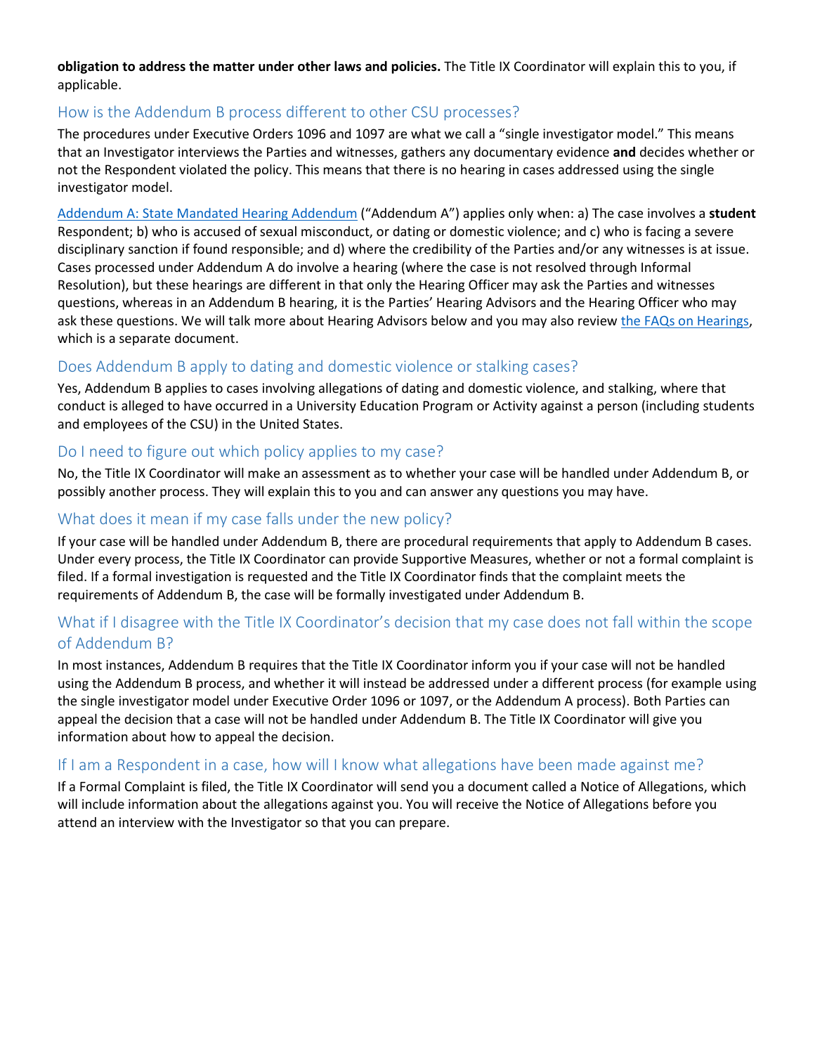**obligation to address the matter under other laws and policies.** The Title IX Coordinator will explain this to you, if applicable.

## How is the Addendum B process different to other CSU processes?

The procedures under Executive Orders 1096 and 1097 are what we call a "single investigator model." This means that an Investigator interviews the Parties and witnesses, gathers any documentary evidence **and** decides whether or not the Respondent violated the policy. This means that there is no hearing in cases addressed using the single investigator model.

[Addendum A: State Mandated Hearing Addendum] ("Addendum A") applies only when: a) The case involves a **student** Respondent; b) who is accused of sexual misconduct, or dating or domestic violence; and c) who is facing a severe disciplinary sanction if found responsible; and d) where the credibility of the Parties and/or any witnesses is at issue. Cases processed under Addendum A do involve a hearing (where the case is not resolved through Informal Resolution), but these hearings are different in that only the Hearing Officer may ask the Parties and witnesses questions, whereas in an Addendum B hearing, it is the Parties' Hearing Advisors and the Hearing Officer who may ask these questions. We will talk more about Hearing Advisors below and you may also review [the FAQs on Hearings], which is a separate document.

## Does Addendum B apply to dating and domestic violence or stalking cases?

Yes, Addendum B applies to cases involving allegations of dating and domestic violence, and stalking, where that conduct is alleged to have occurred in a University Education Program or Activity against a person (including students and employees of the CSU) in the United States.

## Do I need to figure out which policy applies to my case?

No, the Title IX Coordinator will make an assessment as to whether your case will be handled under Addendum B, or possibly another process. They will explain this to you and can answer any questions you may have.

## What does it mean if my case falls under the new policy?

If your case will be handled under Addendum B, there are procedural requirements that apply to Addendum B cases. Under every process, the Title IX Coordinator can provide Supportive Measures, whether or not a formal complaint is filed. If a formal investigation is requested and the Title IX Coordinator finds that the complaint meets the requirements of Addendum B, the case will be formally investigated under Addendum B.

## What if I disagree with the Title IX Coordinator's decision that my case does not fall within the scope of Addendum B?

In most instances, Addendum B requires that the Title IX Coordinator inform you if your case will not be handled using the Addendum B process, and whether it will instead be addressed under a different process (for example using the single investigator model under Executive Order 1096 or 1097, or the Addendum A process). Both Parties can appeal the decision that a case will not be handled under Addendum B. The Title IX Coordinator will give you information about how to appeal the decision.

## If I am a Respondent in a case, how will I know what allegations have been made against me?

If a Formal Complaint is filed, the Title IX Coordinator will send you a document called a Notice of Allegations, which will include information about the allegations against you. You will receive the Notice of Allegations before you attend an interview with the Investigator so that you can prepare.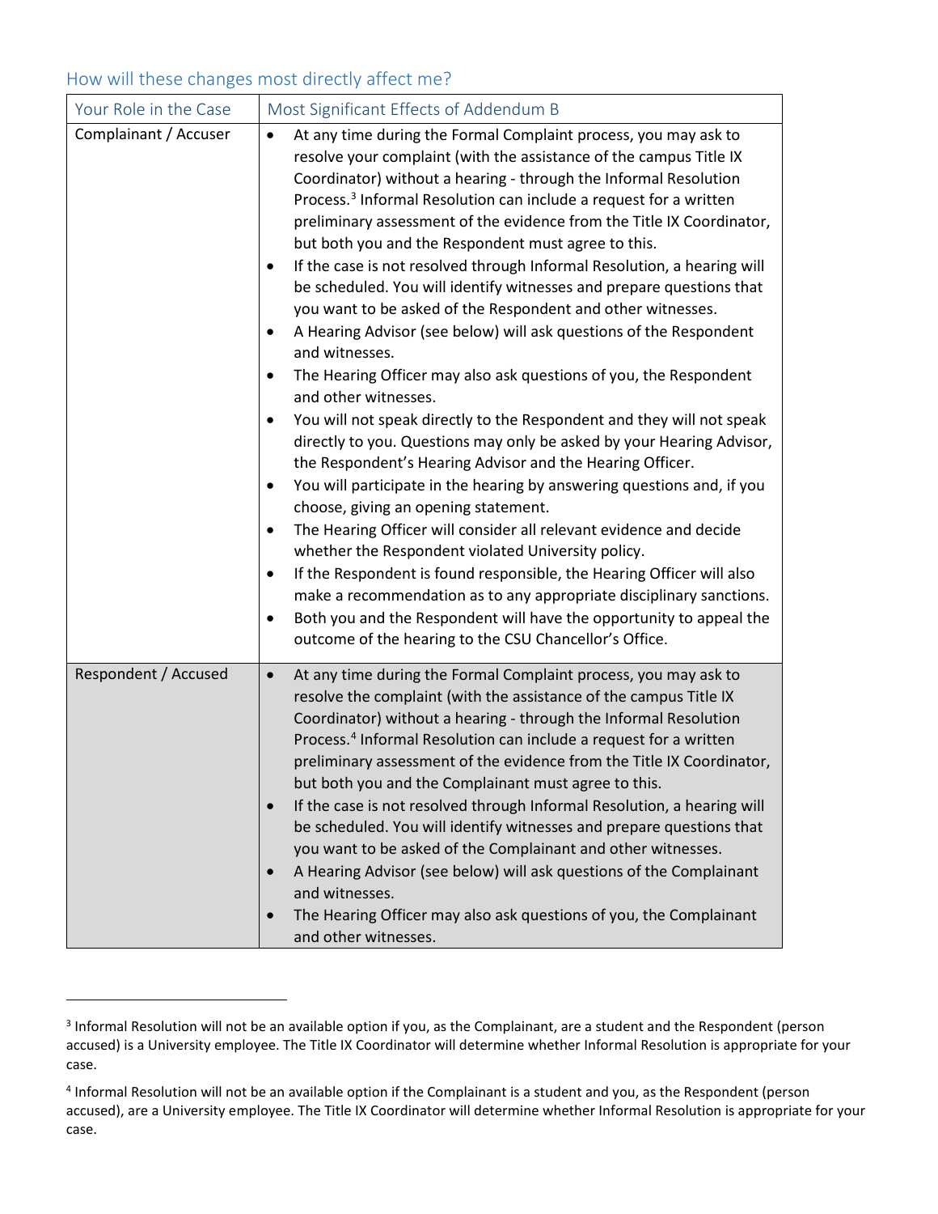## How will these changes most directly affect me?

| Your Role in the Case | Most Significant Effects of Addendum B |
|---|---|
| Complainant / Accuser | • At any time during the Formal Complaint process, you may ask to resolve your complaint (with the assistance of the campus Title IX Coordinator) without a hearing - through the Informal Resolution Process.[3] Informal Resolution can include a request for a written preliminary assessment of the evidence from the Title IX Coordinator, but both you and the Respondent must agree to this.<br>• If the case is not resolved through Informal Resolution, a hearing will be scheduled. You will identify witnesses and prepare questions that you want to be asked of the Respondent and other witnesses.<br>• A Hearing Advisor (see below) will ask questions of the Respondent and witnesses.<br>• The Hearing Officer may also ask questions of you, the Respondent and other witnesses.<br>• You will not speak directly to the Respondent and they will not speak directly to you. Questions may only be asked by your Hearing Advisor, the Respondent's Hearing Advisor and the Hearing Officer.<br>• You will participate in the hearing by answering questions and, if you choose, giving an opening statement.<br>• The Hearing Officer will consider all relevant evidence and decide whether the Respondent violated University policy.<br>• If the Respondent is found responsible, the Hearing Officer will also make a recommendation as to any appropriate disciplinary sanctions.<br>• Both you and the Respondent will have the opportunity to appeal the outcome of the hearing to the CSU Chancellor's Office. |
| Respondent / Accused | • At any time during the Formal Complaint process, you may ask to resolve the complaint (with the assistance of the campus Title IX Coordinator) without a hearing - through the Informal Resolution Process.[4] Informal Resolution can include a request for a written preliminary assessment of the evidence from the Title IX Coordinator, but both you and the Complainant must agree to this.<br>• If the case is not resolved through Informal Resolution, a hearing will be scheduled. You will identify witnesses and prepare questions that you want to be asked of the Complainant and other witnesses.<br>• A Hearing Advisor (see below) will ask questions of the Complainant and witnesses.<br>• The Hearing Officer may also ask questions of you, the Complainant and other witnesses. |

[3] Informal Resolution will not be an available option if you, as the Complainant, are a student and the Respondent (person accused) is a University employee. The Title IX Coordinator will determine whether Informal Resolution is appropriate for your case.

[4] Informal Resolution will not be an available option if the Complainant is a student and you, as the Respondent (person accused), are a University employee. The Title IX Coordinator will determine whether Informal Resolution is appropriate for your case.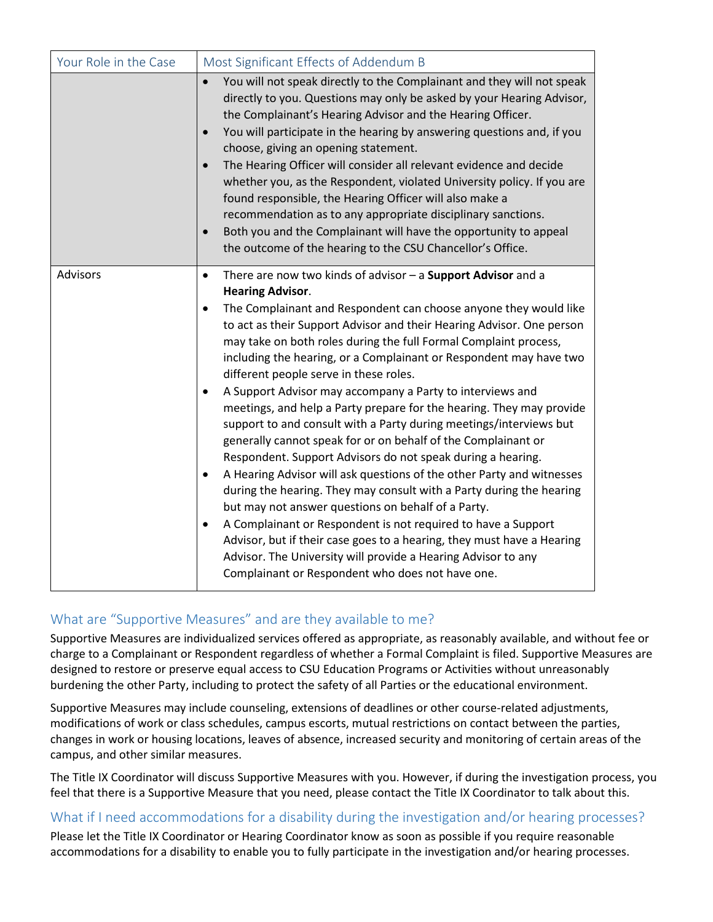| Your Role in the Case | Most Significant Effects of Addendum B |
|---|---|
| | • You will not speak directly to the Complainant and they will not speak directly to you. Questions may only be asked by your Hearing Advisor, the Complainant's Hearing Advisor and the Hearing Officer.<br>• You will participate in the hearing by answering questions and, if you choose, giving an opening statement.<br>• The Hearing Officer will consider all relevant evidence and decide whether you, as the Respondent, violated University policy. If you are found responsible, the Hearing Officer will also make a recommendation as to any appropriate disciplinary sanctions.<br>• Both you and the Complainant will have the opportunity to appeal the outcome of the hearing to the CSU Chancellor's Office. |
| Advisors | • There are now two kinds of advisor – a **Support Advisor** and a **Hearing Advisor**.<br>• The Complainant and Respondent can choose anyone they would like to act as their Support Advisor and their Hearing Advisor. One person may take on both roles during the full Formal Complaint process, including the hearing, or a Complainant or Respondent may have two different people serve in these roles.<br>• A Support Advisor may accompany a Party to interviews and meetings, and help a Party prepare for the hearing. They may provide support to and consult with a Party during meetings/interviews but generally cannot speak for or on behalf of the Complainant or Respondent. Support Advisors do not speak during a hearing.<br>• A Hearing Advisor will ask questions of the other Party and witnesses during the hearing. They may consult with a Party during the hearing but may not answer questions on behalf of a Party.<br>• A Complainant or Respondent is not required to have a Support Advisor, but if their case goes to a hearing, they must have a Hearing Advisor. The University will provide a Hearing Advisor to any Complainant or Respondent who does not have one. |

## What are "Supportive Measures" and are they available to me?

Supportive Measures are individualized services offered as appropriate, as reasonably available, and without fee or charge to a Complainant or Respondent regardless of whether a Formal Complaint is filed. Supportive Measures are designed to restore or preserve equal access to CSU Education Programs or Activities without unreasonably burdening the other Party, including to protect the safety of all Parties or the educational environment.

Supportive Measures may include counseling, extensions of deadlines or other course-related adjustments, modifications of work or class schedules, campus escorts, mutual restrictions on contact between the parties, changes in work or housing locations, leaves of absence, increased security and monitoring of certain areas of the campus, and other similar measures.

The Title IX Coordinator will discuss Supportive Measures with you. However, if during the investigation process, you feel that there is a Supportive Measure that you need, please contact the Title IX Coordinator to talk about this.

## What if I need accommodations for a disability during the investigation and/or hearing processes?

Please let the Title IX Coordinator or Hearing Coordinator know as soon as possible if you require reasonable accommodations for a disability to enable you to fully participate in the investigation and/or hearing processes.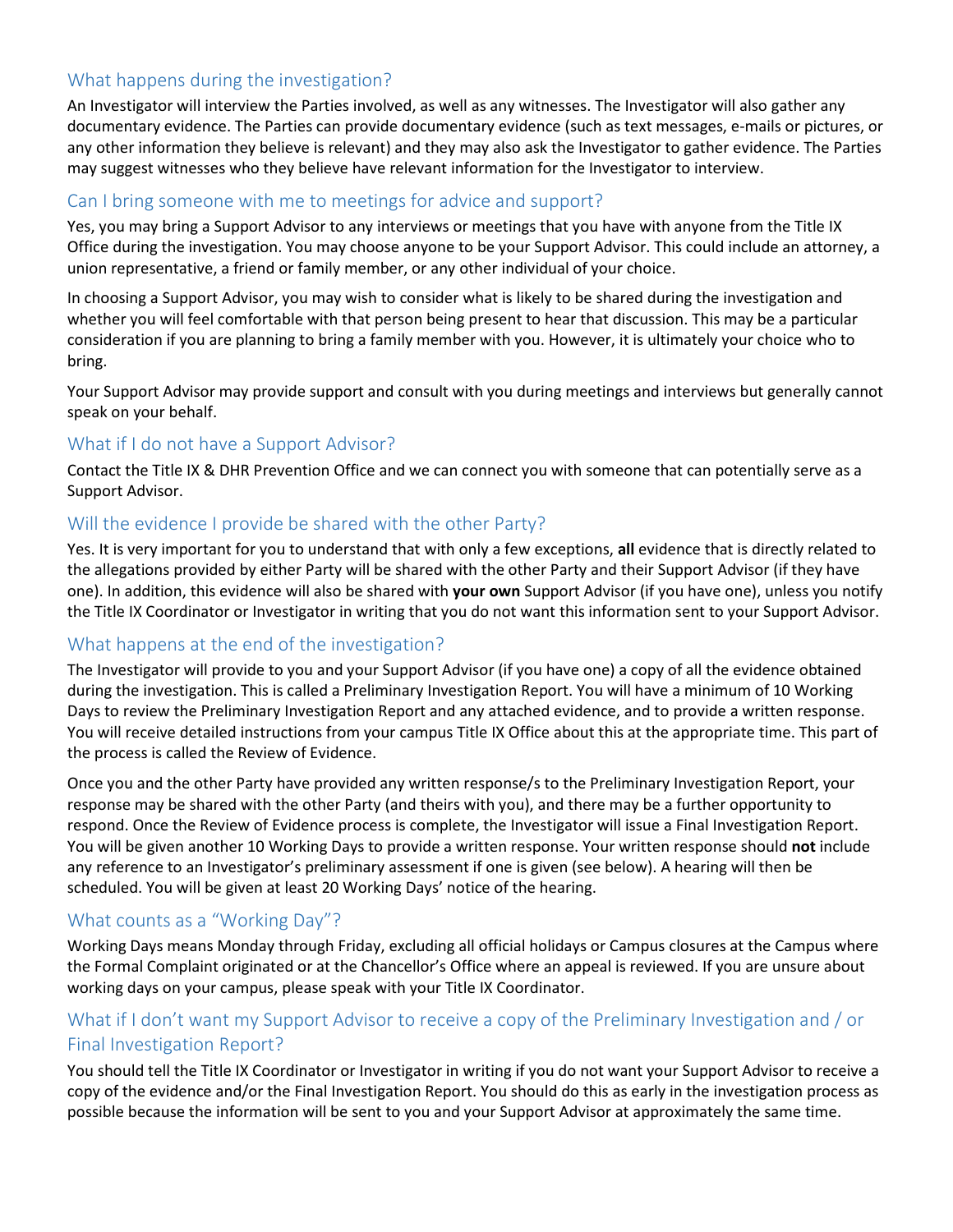## What happens during the investigation?

An Investigator will interview the Parties involved, as well as any witnesses. The Investigator will also gather any documentary evidence. The Parties can provide documentary evidence (such as text messages, e-mails or pictures, or any other information they believe is relevant) and they may also ask the Investigator to gather evidence. The Parties may suggest witnesses who they believe have relevant information for the Investigator to interview.

## Can I bring someone with me to meetings for advice and support?

Yes, you may bring a Support Advisor to any interviews or meetings that you have with anyone from the Title IX Office during the investigation. You may choose anyone to be your Support Advisor. This could include an attorney, a union representative, a friend or family member, or any other individual of your choice.

In choosing a Support Advisor, you may wish to consider what is likely to be shared during the investigation and whether you will feel comfortable with that person being present to hear that discussion. This may be a particular consideration if you are planning to bring a family member with you. However, it is ultimately your choice who to bring.

Your Support Advisor may provide support and consult with you during meetings and interviews but generally cannot speak on your behalf.

## What if I do not have a Support Advisor?

Contact the Title IX & DHR Prevention Office and we can connect you with someone that can potentially serve as a Support Advisor.

## Will the evidence I provide be shared with the other Party?

Yes. It is very important for you to understand that with only a few exceptions, **all** evidence that is directly related to the allegations provided by either Party will be shared with the other Party and their Support Advisor (if they have one). In addition, this evidence will also be shared with **your own** Support Advisor (if you have one), unless you notify the Title IX Coordinator or Investigator in writing that you do not want this information sent to your Support Advisor.

## What happens at the end of the investigation?

The Investigator will provide to you and your Support Advisor (if you have one) a copy of all the evidence obtained during the investigation. This is called a Preliminary Investigation Report. You will have a minimum of 10 Working Days to review the Preliminary Investigation Report and any attached evidence, and to provide a written response. You will receive detailed instructions from your campus Title IX Office about this at the appropriate time. This part of the process is called the Review of Evidence.

Once you and the other Party have provided any written response/s to the Preliminary Investigation Report, your response may be shared with the other Party (and theirs with you), and there may be a further opportunity to respond. Once the Review of Evidence process is complete, the Investigator will issue a Final Investigation Report. You will be given another 10 Working Days to provide a written response. Your written response should **not** include any reference to an Investigator's preliminary assessment if one is given (see below). A hearing will then be scheduled. You will be given at least 20 Working Days' notice of the hearing.

## What counts as a "Working Day"?

Working Days means Monday through Friday, excluding all official holidays or Campus closures at the Campus where the Formal Complaint originated or at the Chancellor's Office where an appeal is reviewed. If you are unsure about working days on your campus, please speak with your Title IX Coordinator.

## What if I don't want my Support Advisor to receive a copy of the Preliminary Investigation and / or Final Investigation Report?

You should tell the Title IX Coordinator or Investigator in writing if you do not want your Support Advisor to receive a copy of the evidence and/or the Final Investigation Report. You should do this as early in the investigation process as possible because the information will be sent to you and your Support Advisor at approximately the same time.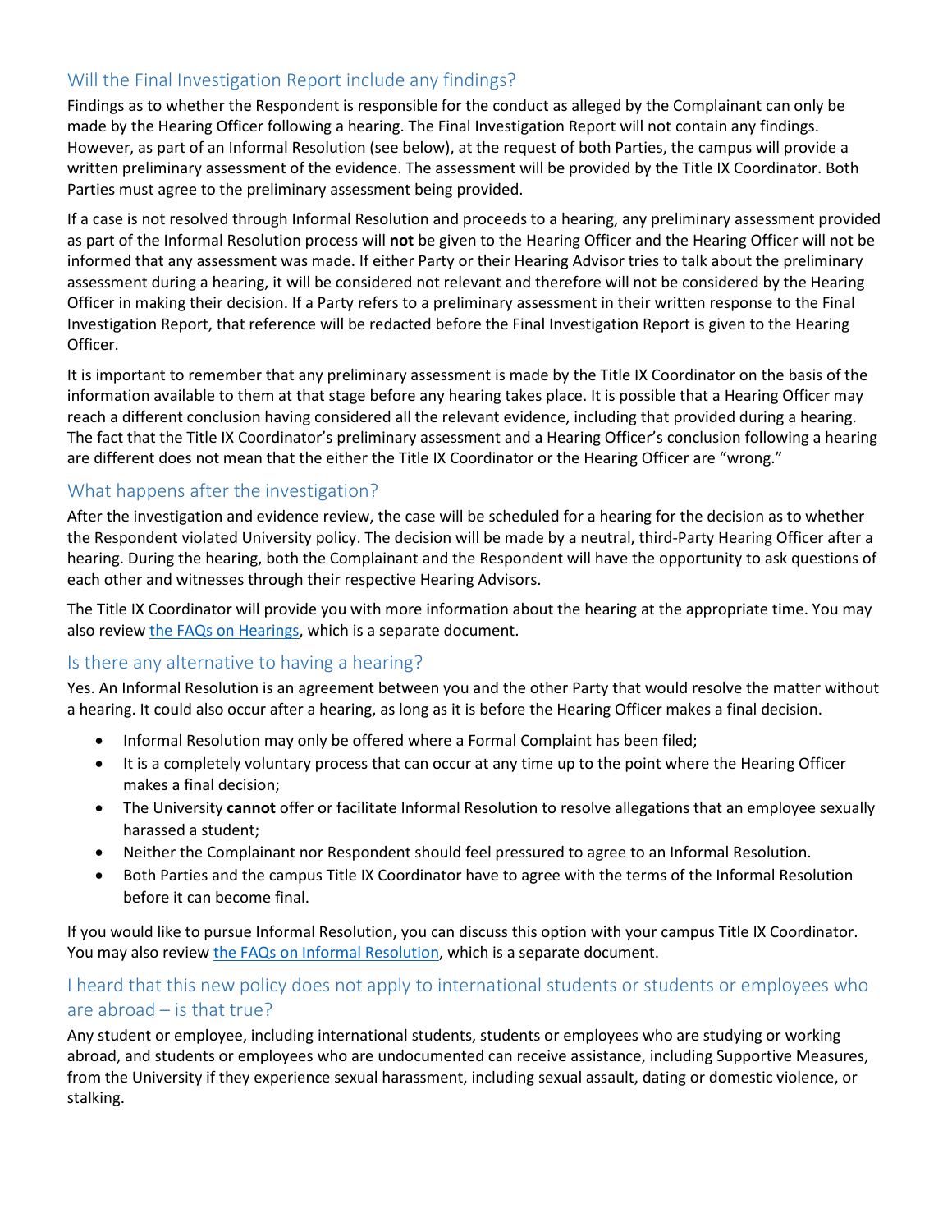## Will the Final Investigation Report include any findings?

Findings as to whether the Respondent is responsible for the conduct as alleged by the Complainant can only be made by the Hearing Officer following a hearing. The Final Investigation Report will not contain any findings. However, as part of an Informal Resolution (see below), at the request of both Parties, the campus will provide a written preliminary assessment of the evidence. The assessment will be provided by the Title IX Coordinator. Both Parties must agree to the preliminary assessment being provided.

If a case is not resolved through Informal Resolution and proceeds to a hearing, any preliminary assessment provided as part of the Informal Resolution process will **not** be given to the Hearing Officer and the Hearing Officer will not be informed that any assessment was made. If either Party or their Hearing Advisor tries to talk about the preliminary assessment during a hearing, it will be considered not relevant and therefore will not be considered by the Hearing Officer in making their decision. If a Party refers to a preliminary assessment in their written response to the Final Investigation Report, that reference will be redacted before the Final Investigation Report is given to the Hearing Officer.

It is important to remember that any preliminary assessment is made by the Title IX Coordinator on the basis of the information available to them at that stage before any hearing takes place. It is possible that a Hearing Officer may reach a different conclusion having considered all the relevant evidence, including that provided during a hearing. The fact that the Title IX Coordinator's preliminary assessment and a Hearing Officer's conclusion following a hearing are different does not mean that the either the Title IX Coordinator or the Hearing Officer are "wrong."

## What happens after the investigation?

After the investigation and evidence review, the case will be scheduled for a hearing for the decision as to whether the Respondent violated University policy. The decision will be made by a neutral, third-Party Hearing Officer after a hearing. During the hearing, both the Complainant and the Respondent will have the opportunity to ask questions of each other and witnesses through their respective Hearing Advisors.

The Title IX Coordinator will provide you with more information about the hearing at the appropriate time. You may also review the FAQs on Hearings, which is a separate document.

## Is there any alternative to having a hearing?

Yes. An Informal Resolution is an agreement between you and the other Party that would resolve the matter without a hearing. It could also occur after a hearing, as long as it is before the Hearing Officer makes a final decision.

- Informal Resolution may only be offered where a Formal Complaint has been filed;
- It is a completely voluntary process that can occur at any time up to the point where the Hearing Officer makes a final decision;
- The University **cannot** offer or facilitate Informal Resolution to resolve allegations that an employee sexually harassed a student;
- Neither the Complainant nor Respondent should feel pressured to agree to an Informal Resolution.
- Both Parties and the campus Title IX Coordinator have to agree with the terms of the Informal Resolution before it can become final.

If you would like to pursue Informal Resolution, you can discuss this option with your campus Title IX Coordinator. You may also review the FAQs on Informal Resolution, which is a separate document.

## I heard that this new policy does not apply to international students or students or employees who are abroad – is that true?

Any student or employee, including international students, students or employees who are studying or working abroad, and students or employees who are undocumented can receive assistance, including Supportive Measures, from the University if they experience sexual harassment, including sexual assault, dating or domestic violence, or stalking.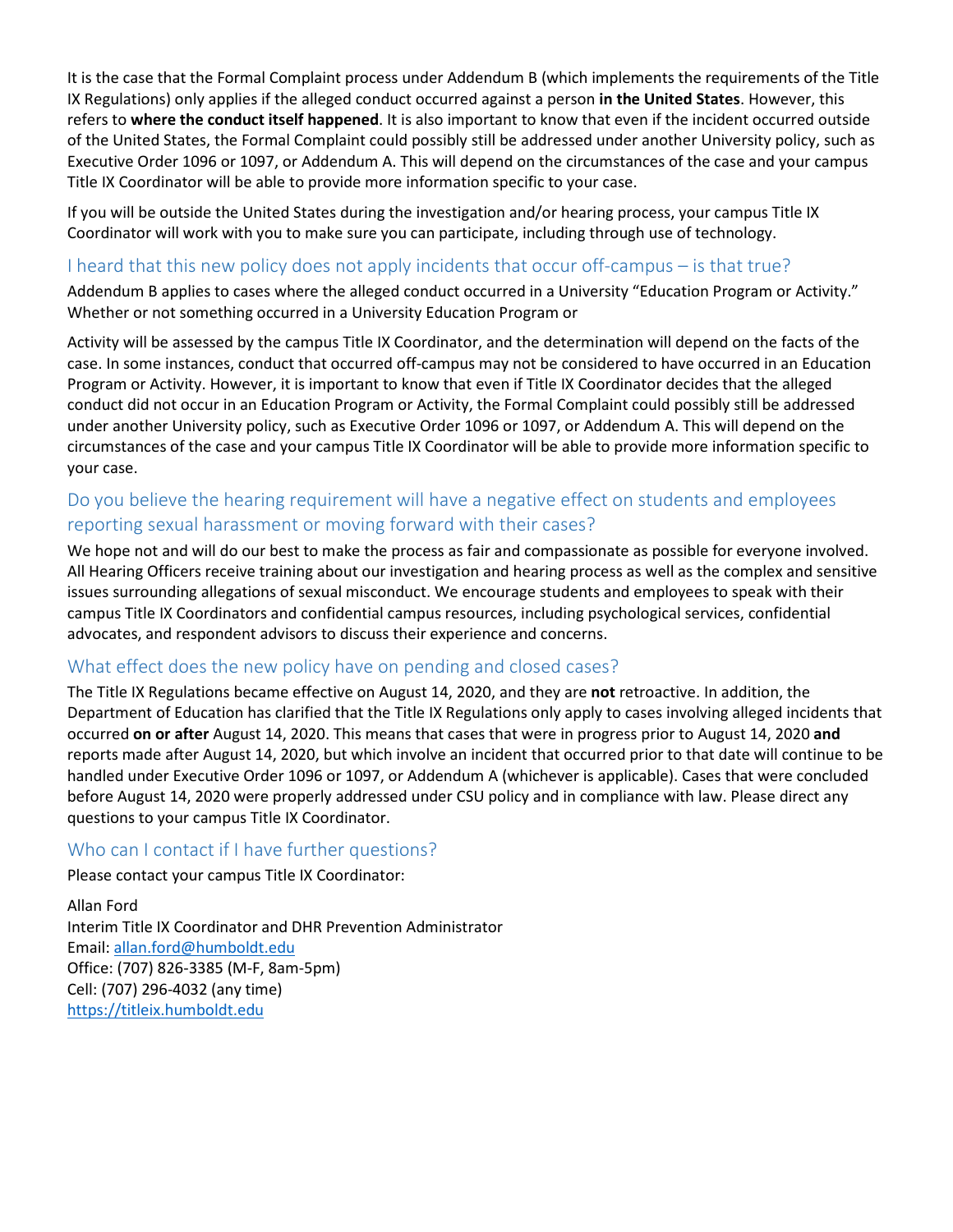It is the case that the Formal Complaint process under Addendum B (which implements the requirements of the Title IX Regulations) only applies if the alleged conduct occurred against a person **in the United States**. However, this refers to **where the conduct itself happened**. It is also important to know that even if the incident occurred outside of the United States, the Formal Complaint could possibly still be addressed under another University policy, such as Executive Order 1096 or 1097, or Addendum A. This will depend on the circumstances of the case and your campus Title IX Coordinator will be able to provide more information specific to your case.

If you will be outside the United States during the investigation and/or hearing process, your campus Title IX Coordinator will work with you to make sure you can participate, including through use of technology.

## I heard that this new policy does not apply incidents that occur off-campus – is that true?

Addendum B applies to cases where the alleged conduct occurred in a University "Education Program or Activity." Whether or not something occurred in a University Education Program or Activity will be assessed by the campus Title IX Coordinator, and the determination will depend on the facts of the case. In some instances, conduct that occurred off-campus may not be considered to have occurred in an Education Program or Activity. However, it is important to know that even if Title IX Coordinator decides that the alleged conduct did not occur in an Education Program or Activity, the Formal Complaint could possibly still be addressed under another University policy, such as Executive Order 1096 or 1097, or Addendum A. This will depend on the circumstances of the case and your campus Title IX Coordinator will be able to provide more information specific to your case.

## Do you believe the hearing requirement will have a negative effect on students and employees reporting sexual harassment or moving forward with their cases?

We hope not and will do our best to make the process as fair and compassionate as possible for everyone involved. All Hearing Officers receive training about our investigation and hearing process as well as the complex and sensitive issues surrounding allegations of sexual misconduct. We encourage students and employees to speak with their campus Title IX Coordinators and confidential campus resources, including psychological services, confidential advocates, and respondent advisors to discuss their experience and concerns.

## What effect does the new policy have on pending and closed cases?

The Title IX Regulations became effective on August 14, 2020, and they are **not** retroactive. In addition, the Department of Education has clarified that the Title IX Regulations only apply to cases involving alleged incidents that occurred **on or after** August 14, 2020. This means that cases that were in progress prior to August 14, 2020 **and** reports made after August 14, 2020, but which involve an incident that occurred prior to that date will continue to be handled under Executive Order 1096 or 1097, or Addendum A (whichever is applicable). Cases that were concluded before August 14, 2020 were properly addressed under CSU policy and in compliance with law. Please direct any questions to your campus Title IX Coordinator.

## Who can I contact if I have further questions?

Please contact your campus Title IX Coordinator:

Allan Ford
Interim Title IX Coordinator and DHR Prevention Administrator
Email: allan.ford@humboldt.edu
Office: (707) 826-3385 (M-F, 8am-5pm)
Cell: (707) 296-4032 (any time)
https://titleix.humboldt.edu